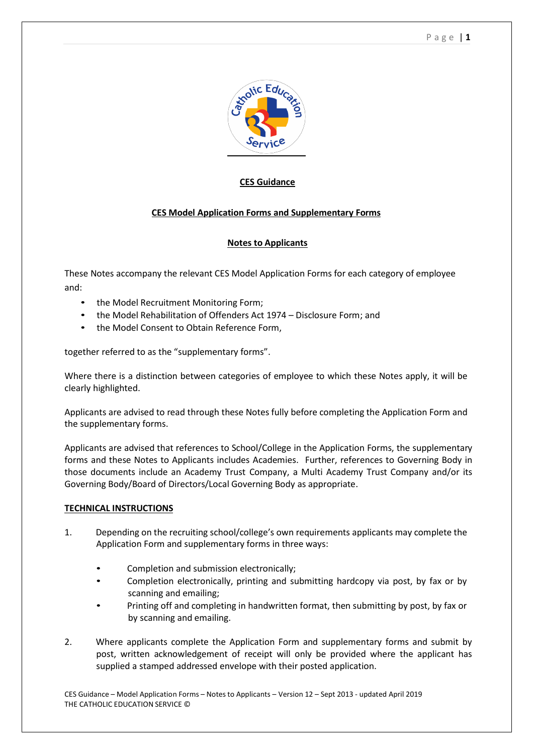**CES Guidance**

**CES Model Application Forms and Supplementary Forms**

**Notes to Applicants**

These Notes accompany the relevant CES Model Application Forms for each category of employee and:

- the Model Recruitment Monitoring Form;
- the Model Rehabilitation of Offenders Act 1974 – Disclosure Form; and
- the Model Consent to Obtain Reference Form,

together referred to as the "supplementary forms".

Where there is a distinction between categories of employee to which these Notes apply, it will be clearly highlighted.

Applicants are advised to read through these Notes fully before completing the Application Form and the supplementary forms.

Applicants are advised that references to School/College in the Application Forms, the supplementary forms and these Notes to Applicants includes Academies. Further, references to Governing Body in those documents include an Academy Trust Company, a Multi Academy Trust Company and/or its Governing Body/Board of Directors/Local Governing Body as appropriate.

**TECHNICAL INSTRUCTIONS**

1. Depending on the recruiting school/college's own requirements applicants may complete the Application Form and supplementary forms in three ways:

   - Completion and submission electronically;
   - Completion electronically, printing and submitting hardcopy via post, by fax or by scanning and emailing;
   - Printing off and completing in handwritten format, then submitting by post, by fax or by scanning and emailing.

2. Where applicants complete the Application Form and supplementary forms and submit by post, written acknowledgement of receipt will only be provided where the applicant has supplied a stamped addressed envelope with their posted application.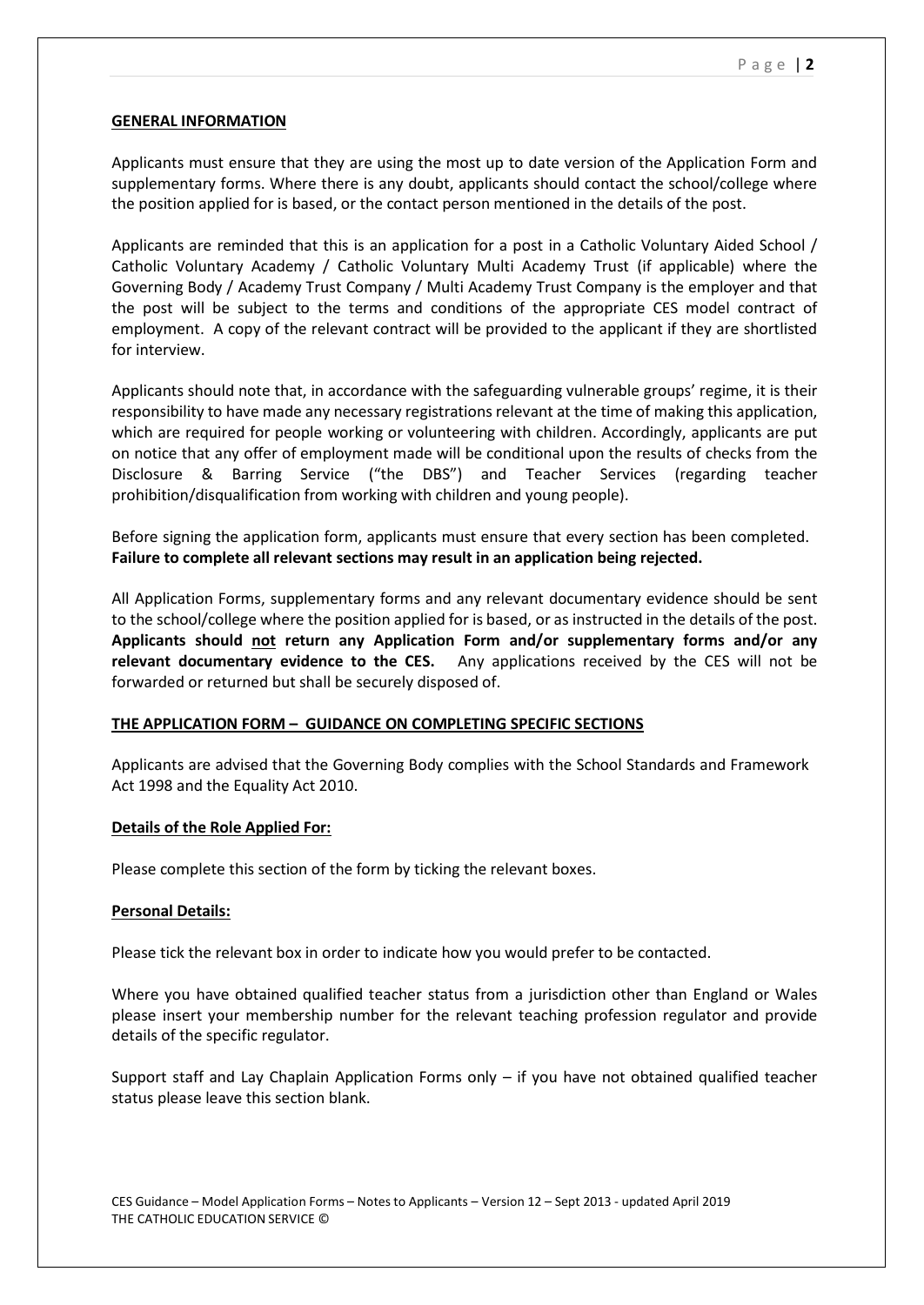## GENERAL INFORMATION

Applicants must ensure that they are using the most up to date version of the Application Form and supplementary forms. Where there is any doubt, applicants should contact the school/college where the position applied for is based, or the contact person mentioned in the details of the post.

Applicants are reminded that this is an application for a post in a Catholic Voluntary Aided School / Catholic Voluntary Academy / Catholic Voluntary Multi Academy Trust (if applicable) where the Governing Body / Academy Trust Company / Multi Academy Trust Company is the employer and that the post will be subject to the terms and conditions of the appropriate CES model contract of employment. A copy of the relevant contract will be provided to the applicant if they are shortlisted for interview.

Applicants should note that, in accordance with the safeguarding vulnerable groups' regime, it is their responsibility to have made any necessary registrations relevant at the time of making this application, which are required for people working or volunteering with children. Accordingly, applicants are put on notice that any offer of employment made will be conditional upon the results of checks from the Disclosure & Barring Service ("the DBS") and Teacher Services (regarding teacher prohibition/disqualification from working with children and young people).

Before signing the application form, applicants must ensure that every section has been completed. **Failure to complete all relevant sections may result in an application being rejected.**

All Application Forms, supplementary forms and any relevant documentary evidence should be sent to the school/college where the position applied for is based, or as instructed in the details of the post. **Applicants should <u>not</u> return any Application Form and/or supplementary forms and/or any relevant documentary evidence to the CES.** Any applications received by the CES will not be forwarded or returned but shall be securely disposed of.

## THE APPLICATION FORM – GUIDANCE ON COMPLETING SPECIFIC SECTIONS

Applicants are advised that the Governing Body complies with the School Standards and Framework Act 1998 and the Equality Act 2010.

### Details of the Role Applied For:

Please complete this section of the form by ticking the relevant boxes.

### Personal Details:

Please tick the relevant box in order to indicate how you would prefer to be contacted.

Where you have obtained qualified teacher status from a jurisdiction other than England or Wales please insert your membership number for the relevant teaching profession regulator and provide details of the specific regulator.

Support staff and Lay Chaplain Application Forms only – if you have not obtained qualified teacher status please leave this section blank.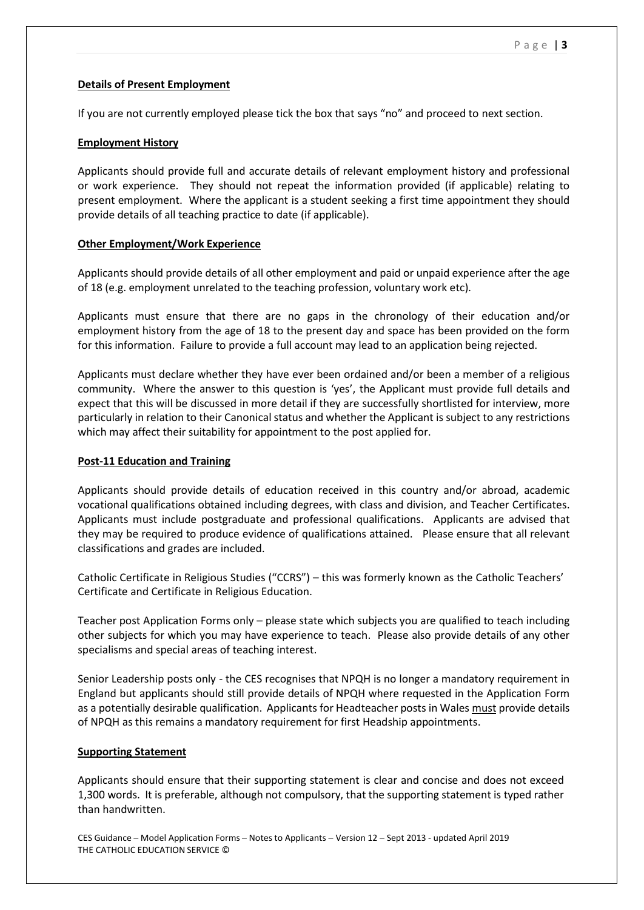**Details of Present Employment**

If you are not currently employed please tick the box that says "no" and proceed to next section.

**Employment History**

Applicants should provide full and accurate details of relevant employment history and professional or work experience. They should not repeat the information provided (if applicable) relating to present employment. Where the applicant is a student seeking a first time appointment they should provide details of all teaching practice to date (if applicable).

**Other Employment/Work Experience**

Applicants should provide details of all other employment and paid or unpaid experience after the age of 18 (e.g. employment unrelated to the teaching profession, voluntary work etc).

Applicants must ensure that there are no gaps in the chronology of their education and/or employment history from the age of 18 to the present day and space has been provided on the form for this information. Failure to provide a full account may lead to an application being rejected.

Applicants must declare whether they have ever been ordained and/or been a member of a religious community. Where the answer to this question is 'yes', the Applicant must provide full details and expect that this will be discussed in more detail if they are successfully shortlisted for interview, more particularly in relation to their Canonical status and whether the Applicant is subject to any restrictions which may affect their suitability for appointment to the post applied for.

**Post-11 Education and Training**

Applicants should provide details of education received in this country and/or abroad, academic vocational qualifications obtained including degrees, with class and division, and Teacher Certificates. Applicants must include postgraduate and professional qualifications. Applicants are advised that they may be required to produce evidence of qualifications attained. Please ensure that all relevant classifications and grades are included.

Catholic Certificate in Religious Studies ("CCRS") – this was formerly known as the Catholic Teachers' Certificate and Certificate in Religious Education.

Teacher post Application Forms only – please state which subjects you are qualified to teach including other subjects for which you may have experience to teach. Please also provide details of any other specialisms and special areas of teaching interest.

Senior Leadership posts only - the CES recognises that NPQH is no longer a mandatory requirement in England but applicants should still provide details of NPQH where requested in the Application Form as a potentially desirable qualification. Applicants for Headteacher posts in Wales must provide details of NPQH as this remains a mandatory requirement for first Headship appointments.

**Supporting Statement**

Applicants should ensure that their supporting statement is clear and concise and does not exceed 1,300 words. It is preferable, although not compulsory, that the supporting statement is typed rather than handwritten.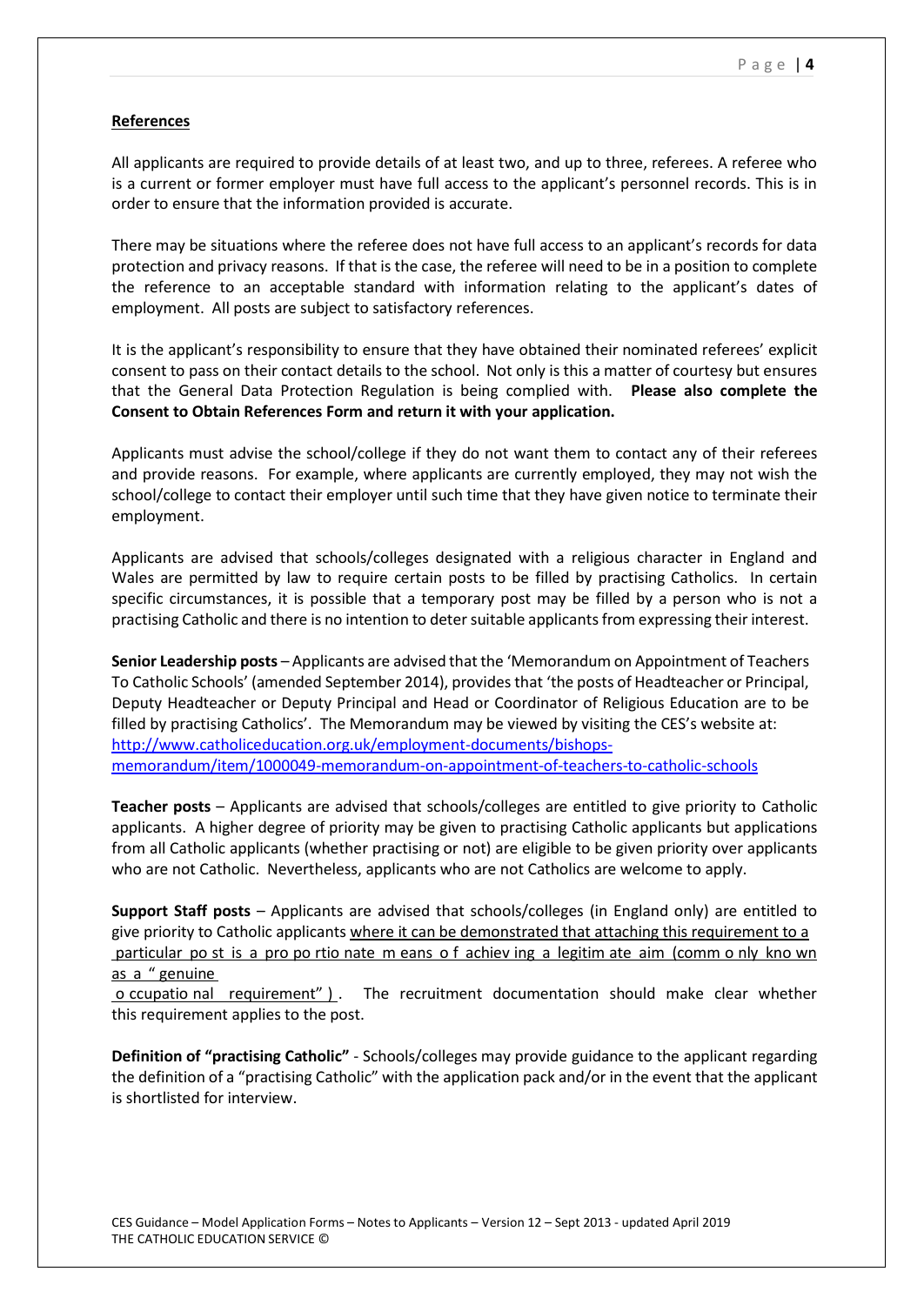**References**

All applicants are required to provide details of at least two, and up to three, referees. A referee who is a current or former employer must have full access to the applicant's personnel records. This is in order to ensure that the information provided is accurate.

There may be situations where the referee does not have full access to an applicant's records for data protection and privacy reasons. If that is the case, the referee will need to be in a position to complete the reference to an acceptable standard with information relating to the applicant's dates of employment. All posts are subject to satisfactory references.

It is the applicant's responsibility to ensure that they have obtained their nominated referees' explicit consent to pass on their contact details to the school. Not only is this a matter of courtesy but ensures that the General Data Protection Regulation is being complied with. **Please also complete the Consent to Obtain References Form and return it with your application.**

Applicants must advise the school/college if they do not want them to contact any of their referees and provide reasons. For example, where applicants are currently employed, they may not wish the school/college to contact their employer until such time that they have given notice to terminate their employment.

Applicants are advised that schools/colleges designated with a religious character in England and Wales are permitted by law to require certain posts to be filled by practising Catholics. In certain specific circumstances, it is possible that a temporary post may be filled by a person who is not a practising Catholic and there is no intention to deter suitable applicants from expressing their interest.

**Senior Leadership posts** – Applicants are advised that the 'Memorandum on Appointment of Teachers To Catholic Schools' (amended September 2014), provides that 'the posts of Headteacher or Principal, Deputy Headteacher or Deputy Principal and Head or Coordinator of Religious Education are to be filled by practising Catholics'. The Memorandum may be viewed by visiting the CES's website at: http://www.catholiceducation.org.uk/employment-documents/bishops-memorandum/item/1000049-memorandum-on-appointment-of-teachers-to-catholic-schools

**Teacher posts** – Applicants are advised that schools/colleges are entitled to give priority to Catholic applicants. A higher degree of priority may be given to practising Catholic applicants but applications from all Catholic applicants (whether practising or not) are eligible to be given priority over applicants who are not Catholic. Nevertheless, applicants who are not Catholics are welcome to apply.

**Support Staff posts** – Applicants are advised that schools/colleges (in England only) are entitled to give priority to Catholic applicants where it can be demonstrated that attaching this requirement to a particular post is a proportionate means of achieving a legitimate aim (commonly known as a "genuine occupational requirement"). The recruitment documentation should make clear whether this requirement applies to the post.

**Definition of "practising Catholic"** - Schools/colleges may provide guidance to the applicant regarding the definition of a "practising Catholic" with the application pack and/or in the event that the applicant is shortlisted for interview.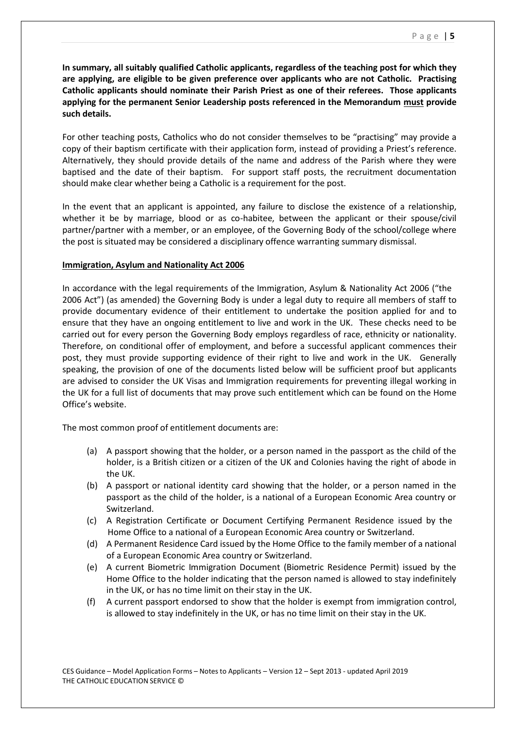**In summary, all suitably qualified Catholic applicants, regardless of the teaching post for which they are applying, are eligible to be given preference over applicants who are not Catholic. Practising Catholic applicants should nominate their Parish Priest as one of their referees. Those applicants applying for the permanent Senior Leadership posts referenced in the Memorandum <u>must</u> provide such details.**

For other teaching posts, Catholics who do not consider themselves to be "practising" may provide a copy of their baptism certificate with their application form, instead of providing a Priest's reference. Alternatively, they should provide details of the name and address of the Parish where they were baptised and the date of their baptism. For support staff posts, the recruitment documentation should make clear whether being a Catholic is a requirement for the post.

In the event that an applicant is appointed, any failure to disclose the existence of a relationship, whether it be by marriage, blood or as co-habitee, between the applicant or their spouse/civil partner/partner with a member, or an employee, of the Governing Body of the school/college where the post is situated may be considered a disciplinary offence warranting summary dismissal.

## Immigration, Asylum and Nationality Act 2006

In accordance with the legal requirements of the Immigration, Asylum & Nationality Act 2006 ("the 2006 Act") (as amended) the Governing Body is under a legal duty to require all members of staff to provide documentary evidence of their entitlement to undertake the position applied for and to ensure that they have an ongoing entitlement to live and work in the UK. These checks need to be carried out for every person the Governing Body employs regardless of race, ethnicity or nationality. Therefore, on conditional offer of employment, and before a successful applicant commences their post, they must provide supporting evidence of their right to live and work in the UK. Generally speaking, the provision of one of the documents listed below will be sufficient proof but applicants are advised to consider the UK Visas and Immigration requirements for preventing illegal working in the UK for a full list of documents that may prove such entitlement which can be found on the Home Office's website.

The most common proof of entitlement documents are:

(a) A passport showing that the holder, or a person named in the passport as the child of the holder, is a British citizen or a citizen of the UK and Colonies having the right of abode in the UK.

(b) A passport or national identity card showing that the holder, or a person named in the passport as the child of the holder, is a national of a European Economic Area country or Switzerland.

(c) A Registration Certificate or Document Certifying Permanent Residence issued by the Home Office to a national of a European Economic Area country or Switzerland.

(d) A Permanent Residence Card issued by the Home Office to the family member of a national of a European Economic Area country or Switzerland.

(e) A current Biometric Immigration Document (Biometric Residence Permit) issued by the Home Office to the holder indicating that the person named is allowed to stay indefinitely in the UK, or has no time limit on their stay in the UK.

(f) A current passport endorsed to show that the holder is exempt from immigration control, is allowed to stay indefinitely in the UK, or has no time limit on their stay in the UK.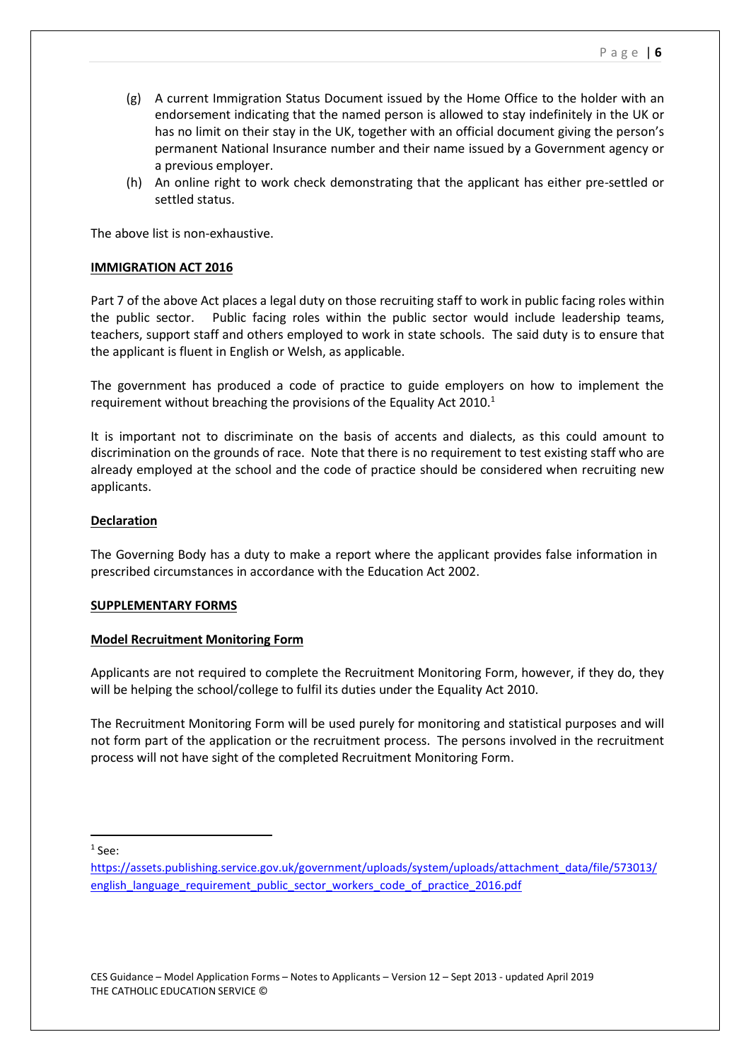(g) A current Immigration Status Document issued by the Home Office to the holder with an endorsement indicating that the named person is allowed to stay indefinitely in the UK or has no limit on their stay in the UK, together with an official document giving the person's permanent National Insurance number and their name issued by a Government agency or a previous employer.

(h) An online right to work check demonstrating that the applicant has either pre-settled or settled status.

The above list is non-exhaustive.

**IMMIGRATION ACT 2016**

Part 7 of the above Act places a legal duty on those recruiting staff to work in public facing roles within the public sector. Public facing roles within the public sector would include leadership teams, teachers, support staff and others employed to work in state schools. The said duty is to ensure that the applicant is fluent in English or Welsh, as applicable.

The government has produced a code of practice to guide employers on how to implement the requirement without breaching the provisions of the Equality Act 2010.[1]

It is important not to discriminate on the basis of accents and dialects, as this could amount to discrimination on the grounds of race. Note that there is no requirement to test existing staff who are already employed at the school and the code of practice should be considered when recruiting new applicants.

**Declaration**

The Governing Body has a duty to make a report where the applicant provides false information in prescribed circumstances in accordance with the Education Act 2002.

**SUPPLEMENTARY FORMS**

**Model Recruitment Monitoring Form**

Applicants are not required to complete the Recruitment Monitoring Form, however, if they do, they will be helping the school/college to fulfil its duties under the Equality Act 2010.

The Recruitment Monitoring Form will be used purely for monitoring and statistical purposes and will not form part of the application or the recruitment process. The persons involved in the recruitment process will not have sight of the completed Recruitment Monitoring Form.

---

[1] See: https://assets.publishing.service.gov.uk/government/uploads/system/uploads/attachment_data/file/573013/english_language_requirement_public_sector_workers_code_of_practice_2016.pdf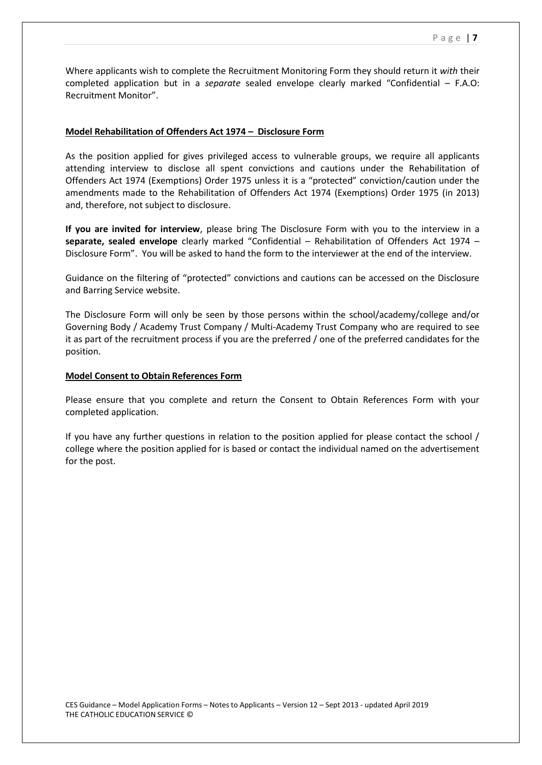Where applicants wish to complete the Recruitment Monitoring Form they should return it *with* their completed application but in a *separate* sealed envelope clearly marked "Confidential – F.A.O: Recruitment Monitor".

**Model Rehabilitation of Offenders Act 1974 – Disclosure Form**

As the position applied for gives privileged access to vulnerable groups, we require all applicants attending interview to disclose all spent convictions and cautions under the Rehabilitation of Offenders Act 1974 (Exemptions) Order 1975 unless it is a "protected" conviction/caution under the amendments made to the Rehabilitation of Offenders Act 1974 (Exemptions) Order 1975 (in 2013) and, therefore, not subject to disclosure.

**If you are invited for interview**, please bring The Disclosure Form with you to the interview in a **separate, sealed envelope** clearly marked "Confidential – Rehabilitation of Offenders Act 1974 – Disclosure Form". You will be asked to hand the form to the interviewer at the end of the interview.

Guidance on the filtering of "protected" convictions and cautions can be accessed on the Disclosure and Barring Service website.

The Disclosure Form will only be seen by those persons within the school/academy/college and/or Governing Body / Academy Trust Company / Multi-Academy Trust Company who are required to see it as part of the recruitment process if you are the preferred / one of the preferred candidates for the position.

**Model Consent to Obtain References Form**

Please ensure that you complete and return the Consent to Obtain References Form with your completed application.

If you have any further questions in relation to the position applied for please contact the school / college where the position applied for is based or contact the individual named on the advertisement for the post.